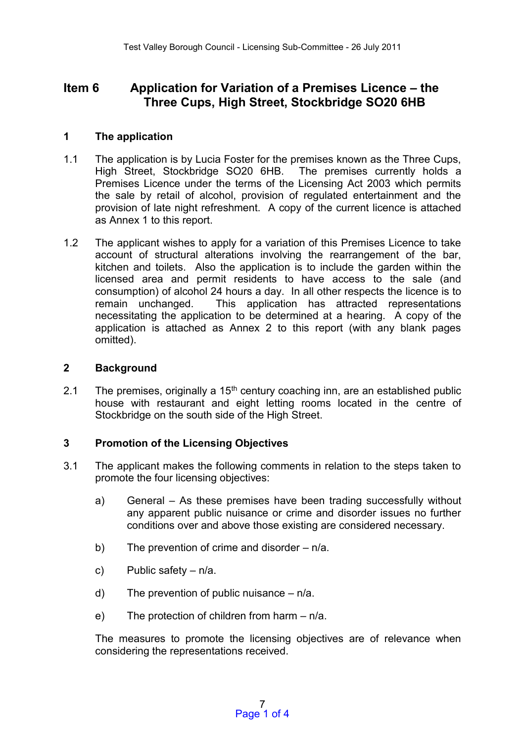# Item 6 Application for Variation of a Premises Licence – the Three Cups, High Street, Stockbridge SO20 6HB

## 1 The application

1.1 The application is by Lucia Foster for the premises known as the Three Cups, High Street, Stockbridge SO20 6HB. The premises currently holds a Premises Licence under the terms of the Licensing Act 2003 which permits the sale by retail of alcohol, provision of regulated entertainment and the provision of late night refreshment. A copy of the current licence is attached as Annex 1 to this report.

1.2 The applicant wishes to apply for a variation of this Premises Licence to take account of structural alterations involving the rearrangement of the bar, kitchen and toilets. Also the application is to include the garden within the licensed area and permit residents to have access to the sale (and consumption) of alcohol 24 hours a day. In all other respects the licence is to remain unchanged. This application has attracted representations necessitating the application to be determined at a hearing. A copy of the application is attached as Annex 2 to this report (with any blank pages omitted).

## 2 Background

2.1 The premises, originally a 15th century coaching inn, are an established public house with restaurant and eight letting rooms located in the centre of Stockbridge on the south side of the High Street.

## 3 Promotion of the Licensing Objectives

3.1 The applicant makes the following comments in relation to the steps taken to promote the four licensing objectives:

a) General – As these premises have been trading successfully without any apparent public nuisance or crime and disorder issues no further conditions over and above those existing are considered necessary.

b) The prevention of crime and disorder – n/a.

c) Public safety – n/a.

d) The prevention of public nuisance – n/a.

e) The protection of children from harm – n/a.

The measures to promote the licensing objectives are of relevance when considering the representations received.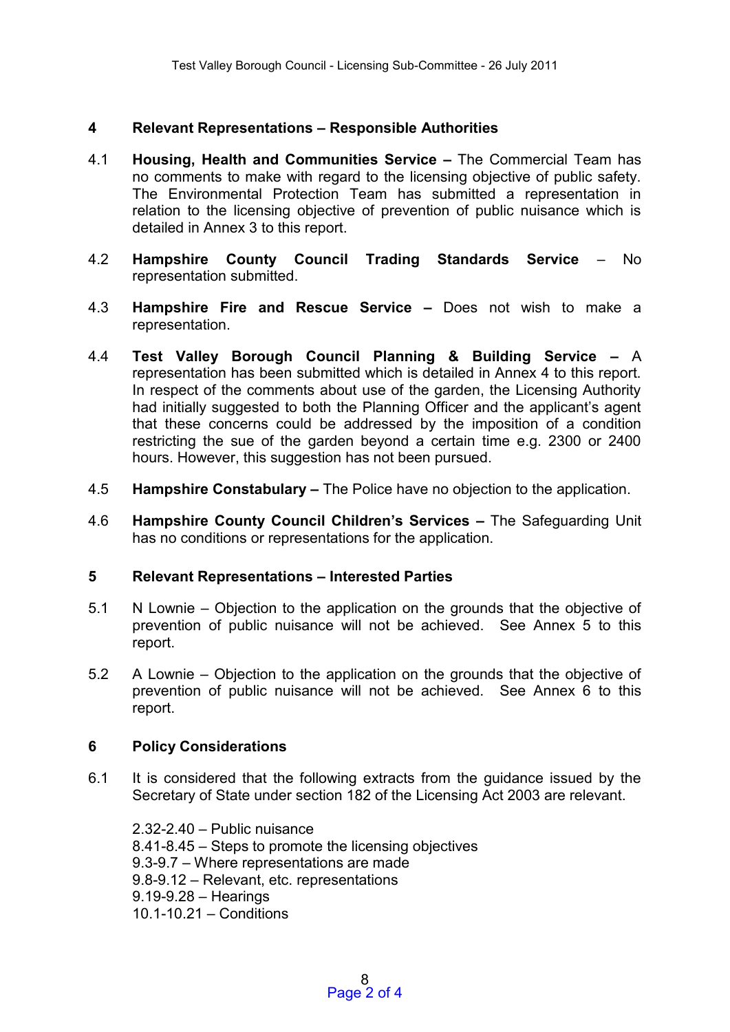## 4 Relevant Representations – Responsible Authorities

4.1 **Housing, Health and Communities Service –** The Commercial Team has no comments to make with regard to the licensing objective of public safety. The Environmental Protection Team has submitted a representation in relation to the licensing objective of prevention of public nuisance which is detailed in Annex 3 to this report.

4.2 **Hampshire County Council Trading Standards Service** – No representation submitted.

4.3 **Hampshire Fire and Rescue Service –** Does not wish to make a representation.

4.4 **Test Valley Borough Council Planning & Building Service –** A representation has been submitted which is detailed in Annex 4 to this report. In respect of the comments about use of the garden, the Licensing Authority had initially suggested to both the Planning Officer and the applicant's agent that these concerns could be addressed by the imposition of a condition restricting the sue of the garden beyond a certain time e.g. 2300 or 2400 hours. However, this suggestion has not been pursued.

4.5 **Hampshire Constabulary –** The Police have no objection to the application.

4.6 **Hampshire County Council Children's Services –** The Safeguarding Unit has no conditions or representations for the application.

## 5 Relevant Representations – Interested Parties

5.1 N Lownie – Objection to the application on the grounds that the objective of prevention of public nuisance will not be achieved. See Annex 5 to this report.

5.2 A Lownie – Objection to the application on the grounds that the objective of prevention of public nuisance will not be achieved. See Annex 6 to this report.

## 6 Policy Considerations

6.1 It is considered that the following extracts from the guidance issued by the Secretary of State under section 182 of the Licensing Act 2003 are relevant.

2.32-2.40 – Public nuisance
8.41-8.45 – Steps to promote the licensing objectives
9.3-9.7 – Where representations are made
9.8-9.12 – Relevant, etc. representations
9.19-9.28 – Hearings
10.1-10.21 – Conditions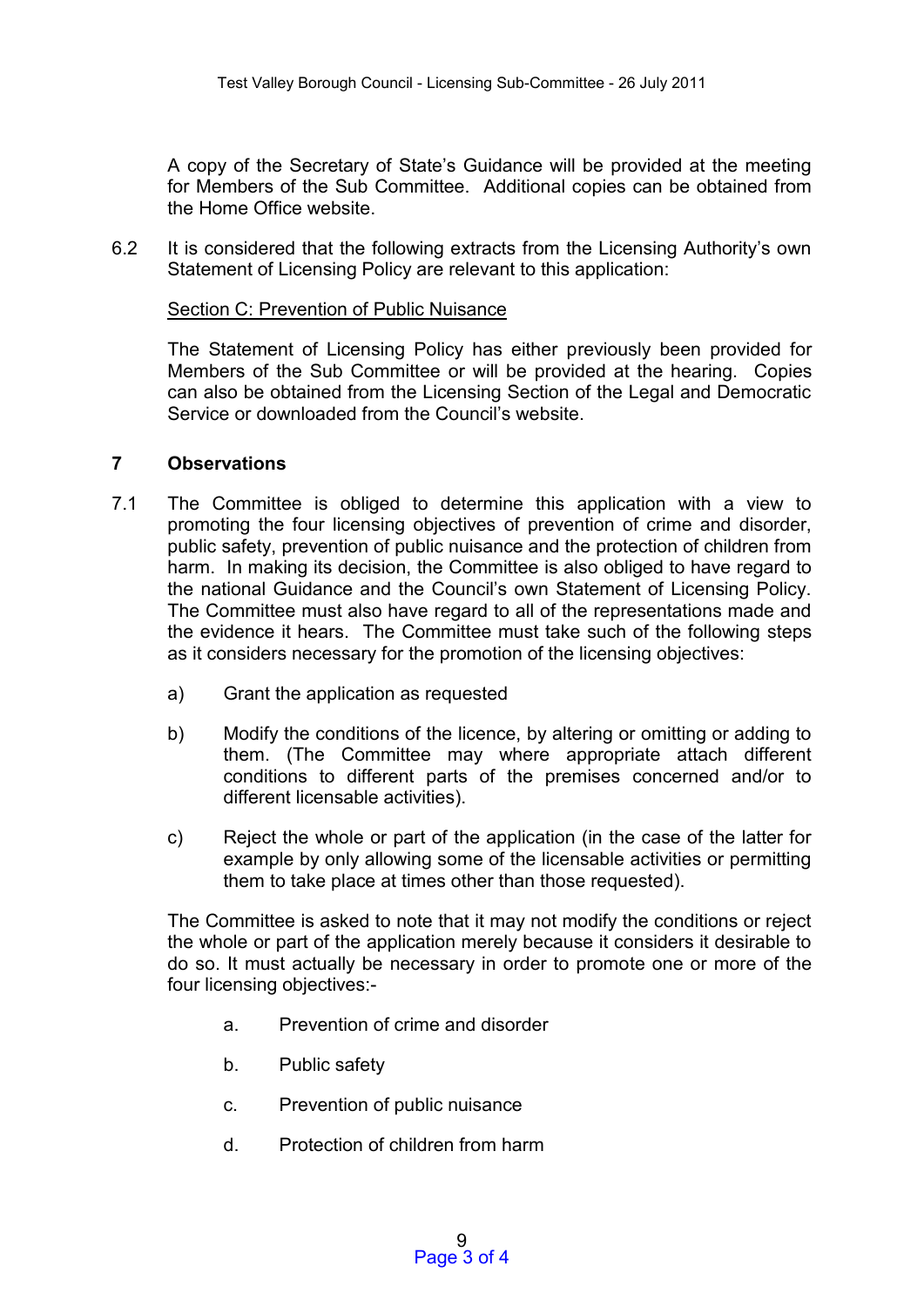A copy of the Secretary of State's Guidance will be provided at the meeting for Members of the Sub Committee. Additional copies can be obtained from the Home Office website.

6.2 It is considered that the following extracts from the Licensing Authority's own Statement of Licensing Policy are relevant to this application:

Section C: Prevention of Public Nuisance

The Statement of Licensing Policy has either previously been provided for Members of the Sub Committee or will be provided at the hearing. Copies can also be obtained from the Licensing Section of the Legal and Democratic Service or downloaded from the Council's website.

## 7 Observations

7.1 The Committee is obliged to determine this application with a view to promoting the four licensing objectives of prevention of crime and disorder, public safety, prevention of public nuisance and the protection of children from harm. In making its decision, the Committee is also obliged to have regard to the national Guidance and the Council's own Statement of Licensing Policy. The Committee must also have regard to all of the representations made and the evidence it hears. The Committee must take such of the following steps as it considers necessary for the promotion of the licensing objectives:

a) Grant the application as requested

b) Modify the conditions of the licence, by altering or omitting or adding to them. (The Committee may where appropriate attach different conditions to different parts of the premises concerned and/or to different licensable activities).

c) Reject the whole or part of the application (in the case of the latter for example by only allowing some of the licensable activities or permitting them to take place at times other than those requested).

The Committee is asked to note that it may not modify the conditions or reject the whole or part of the application merely because it considers it desirable to do so. It must actually be necessary in order to promote one or more of the four licensing objectives:-

a. Prevention of crime and disorder

b. Public safety

c. Prevention of public nuisance

d. Protection of children from harm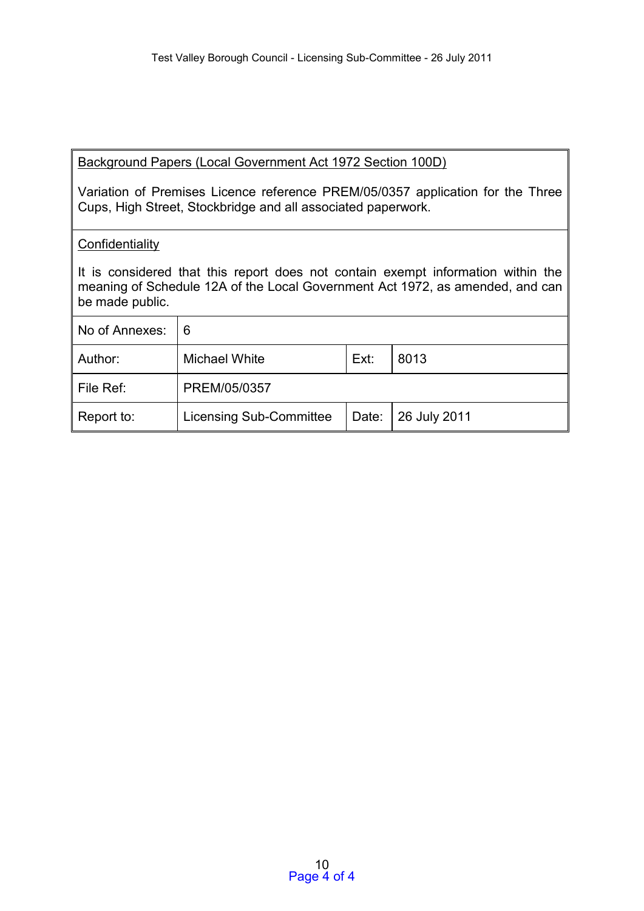Background Papers (Local Government Act 1972 Section 100D)

Variation of Premises Licence reference PREM/05/0357 application for the Three Cups, High Street, Stockbridge and all associated paperwork.

Confidentiality

It is considered that this report does not contain exempt information within the meaning of Schedule 12A of the Local Government Act 1972, as amended, and can be made public.

| | | | |
|---|---|---|---|
| No of Annexes: | 6 | | |
| Author: | Michael White | Ext: | 8013 |
| File Ref: | PREM/05/0357 | | |
| Report to: | Licensing Sub-Committee | Date: | 26 July 2011 |